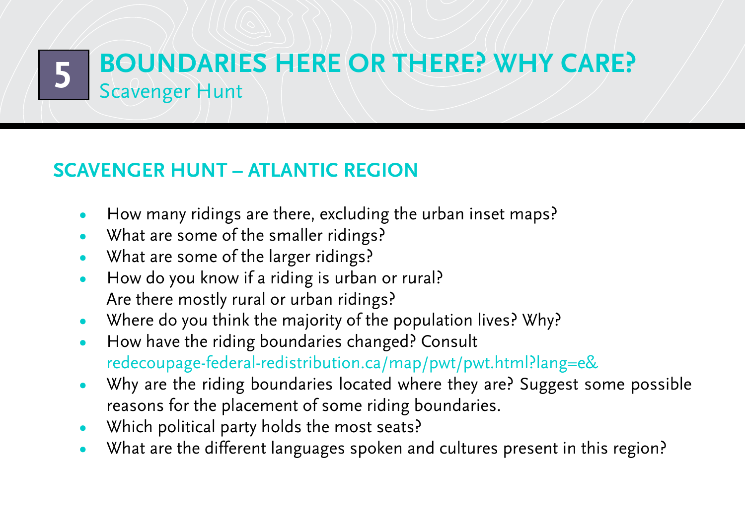# 5 BOUNDARIES HERE OR THERE? WHY CARE?

Scavenger Hunt

## SCAVENGER HUNT – ATLANTIC REGION

- How many ridings are there, excluding the urban inset maps?
- What are some of the smaller ridings?
- What are some of the larger ridings?
- How do you know if a riding is urban or rural? Are there mostly rural or urban ridings?
- Where do you think the majority of the population lives? Why?
- How have the riding boundaries changed? Consult redecoupage-federal-redistribution.ca/map/pwt/pwt.html?lang=e&
- Why are the riding boundaries located where they are? Suggest some possible reasons for the placement of some riding boundaries.
- Which political party holds the most seats?
- What are the different languages spoken and cultures present in this region?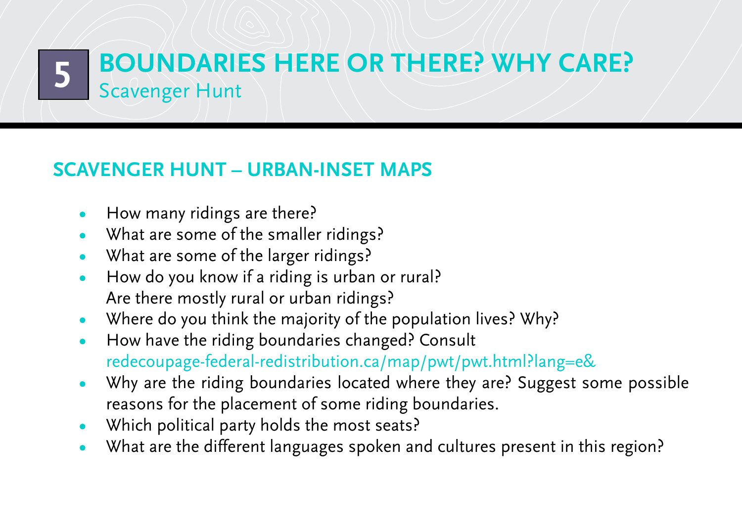# 5 BOUNDARIES HERE OR THERE? WHY CARE?

Scavenger Hunt

## SCAVENGER HUNT – URBAN-INSET MAPS

- How many ridings are there?
- What are some of the smaller ridings?
- What are some of the larger ridings?
- How do you know if a riding is urban or rural?
  Are there mostly rural or urban ridings?
- Where do you think the majority of the population lives? Why?
- How have the riding boundaries changed? Consult
  redecoupage-federal-redistribution.ca/map/pwt/pwt.html?lang=e&
- Why are the riding boundaries located where they are? Suggest some possible reasons for the placement of some riding boundaries.
- Which political party holds the most seats?
- What are the different languages spoken and cultures present in this region?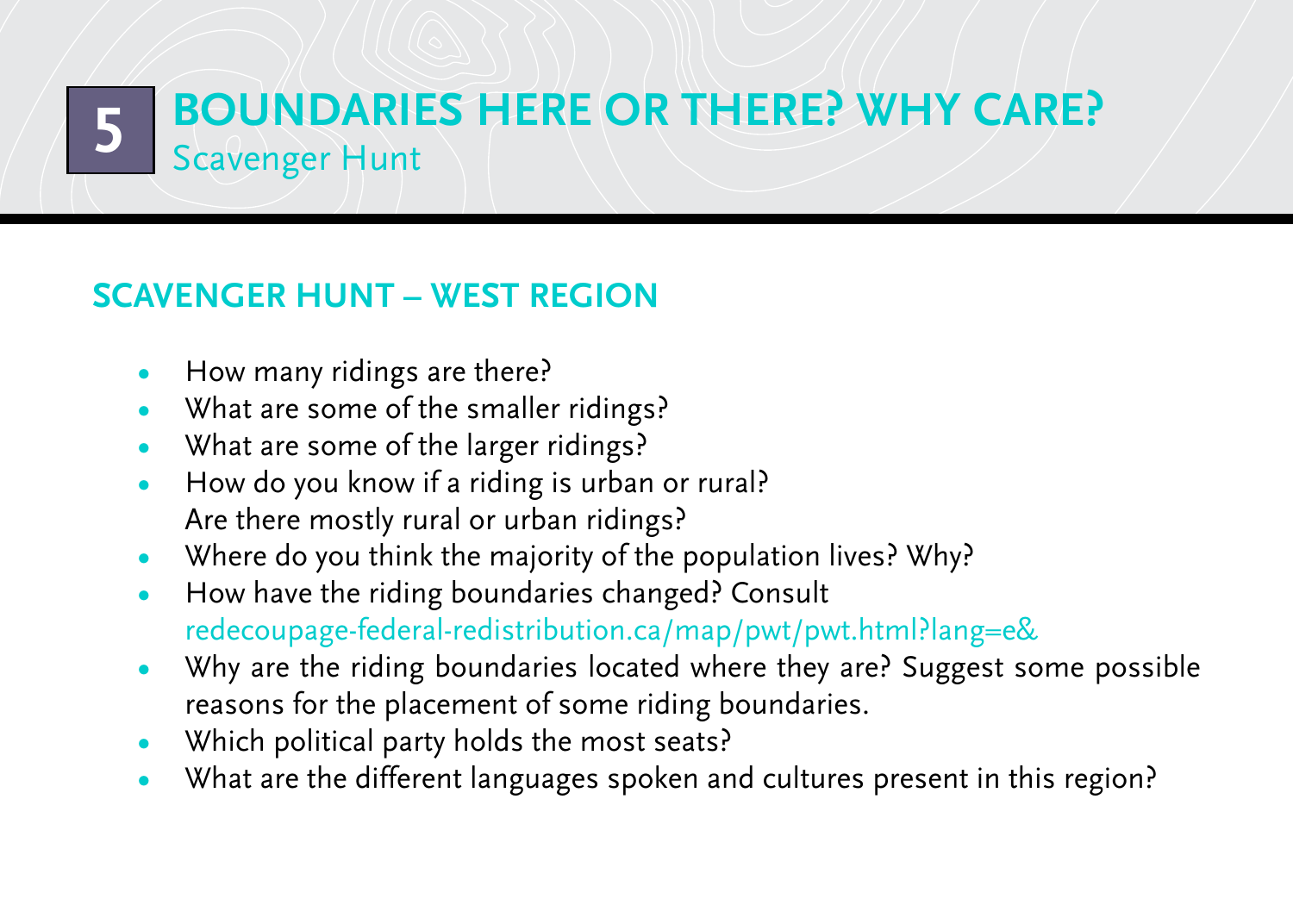# 5 BOUNDARIES HERE OR THERE? WHY CARE?

Scavenger Hunt

## SCAVENGER HUNT – WEST REGION

- How many ridings are there?
- What are some of the smaller ridings?
- What are some of the larger ridings?
- How do you know if a riding is urban or rural?
  Are there mostly rural or urban ridings?
- Where do you think the majority of the population lives? Why?
- How have the riding boundaries changed? Consult
  redecoupage-federal-redistribution.ca/map/pwt/pwt.html?lang=e&
- Why are the riding boundaries located where they are? Suggest some possible reasons for the placement of some riding boundaries.
- Which political party holds the most seats?
- What are the different languages spoken and cultures present in this region?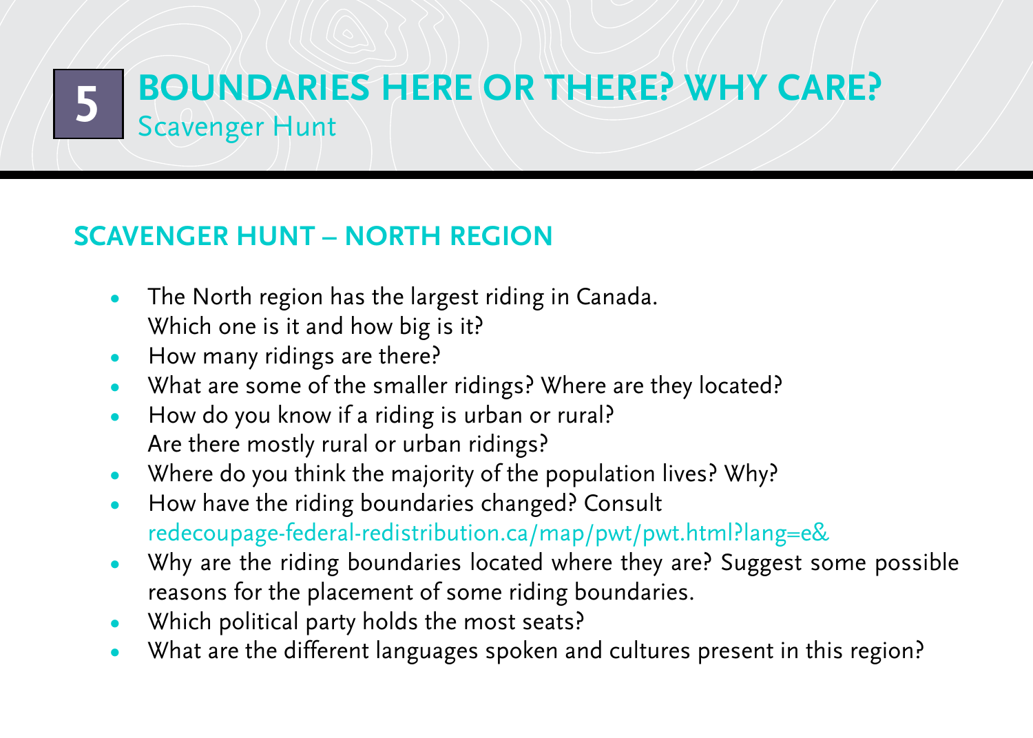# 5 BOUNDARIES HERE OR THERE? WHY CARE?

Scavenger Hunt

## SCAVENGER HUNT – NORTH REGION

- The North region has the largest riding in Canada. Which one is it and how big is it?
- How many ridings are there?
- What are some of the smaller ridings? Where are they located?
- How do you know if a riding is urban or rural? Are there mostly rural or urban ridings?
- Where do you think the majority of the population lives? Why?
- How have the riding boundaries changed? Consult redecoupage-federal-redistribution.ca/map/pwt/pwt.html?lang=e&
- Why are the riding boundaries located where they are? Suggest some possible reasons for the placement of some riding boundaries.
- Which political party holds the most seats?
- What are the different languages spoken and cultures present in this region?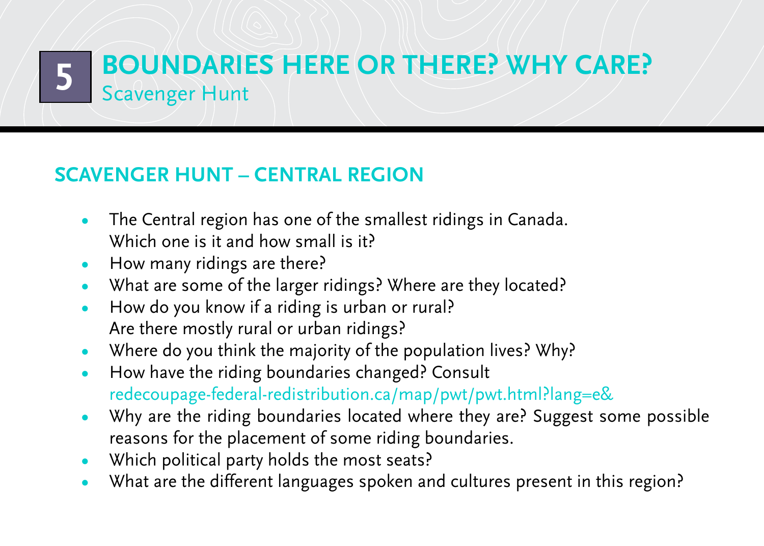# 5 BOUNDARIES HERE OR THERE? WHY CARE?

Scavenger Hunt

## SCAVENGER HUNT – CENTRAL REGION

- The Central region has one of the smallest ridings in Canada. Which one is it and how small is it?
- How many ridings are there?
- What are some of the larger ridings? Where are they located?
- How do you know if a riding is urban or rural? Are there mostly rural or urban ridings?
- Where do you think the majority of the population lives? Why?
- How have the riding boundaries changed? Consult redecoupage-federal-redistribution.ca/map/pwt/pwt.html?lang=e&
- Why are the riding boundaries located where they are? Suggest some possible reasons for the placement of some riding boundaries.
- Which political party holds the most seats?
- What are the different languages spoken and cultures present in this region?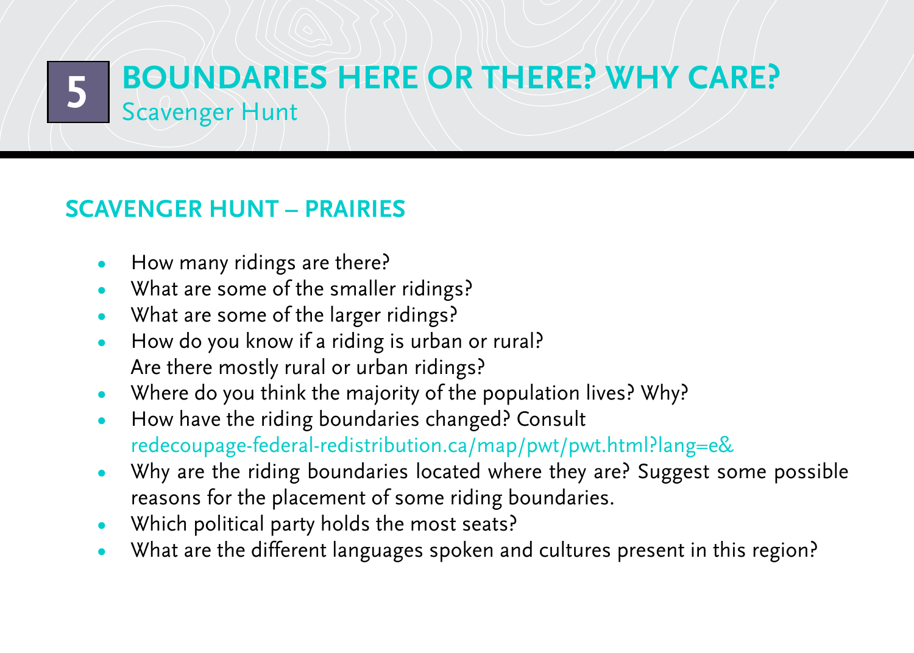# 5 BOUNDARIES HERE OR THERE? WHY CARE?

Scavenger Hunt

## SCAVENGER HUNT – PRAIRIES

- How many ridings are there?
- What are some of the smaller ridings?
- What are some of the larger ridings?
- How do you know if a riding is urban or rural? Are there mostly rural or urban ridings?
- Where do you think the majority of the population lives? Why?
- How have the riding boundaries changed? Consult redecoupage-federal-redistribution.ca/map/pwt/pwt.html?lang=e&
- Why are the riding boundaries located where they are? Suggest some possible reasons for the placement of some riding boundaries.
- Which political party holds the most seats?
- What are the different languages spoken and cultures present in this region?